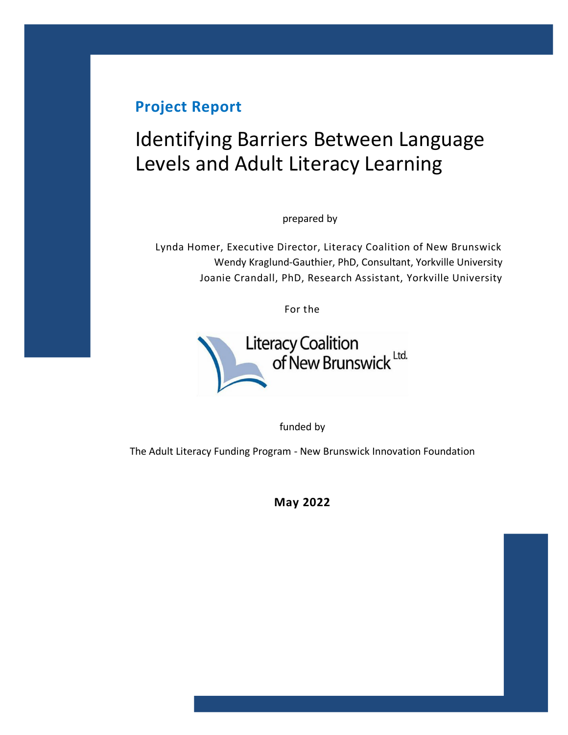## Project Report

# Identifying Barriers Between Language Levels and Adult Literacy Learning

prepared by

Lynda Homer, Executive Director, Literacy Coalition of New Brunswick
Wendy Kraglund-Gauthier, PhD, Consultant, Yorkville University
Joanie Crandall, PhD, Research Assistant, Yorkville University

For the

Literacy Coalition of New Brunswick Ltd.

funded by

The Adult Literacy Funding Program - New Brunswick Innovation Foundation

**May 2022**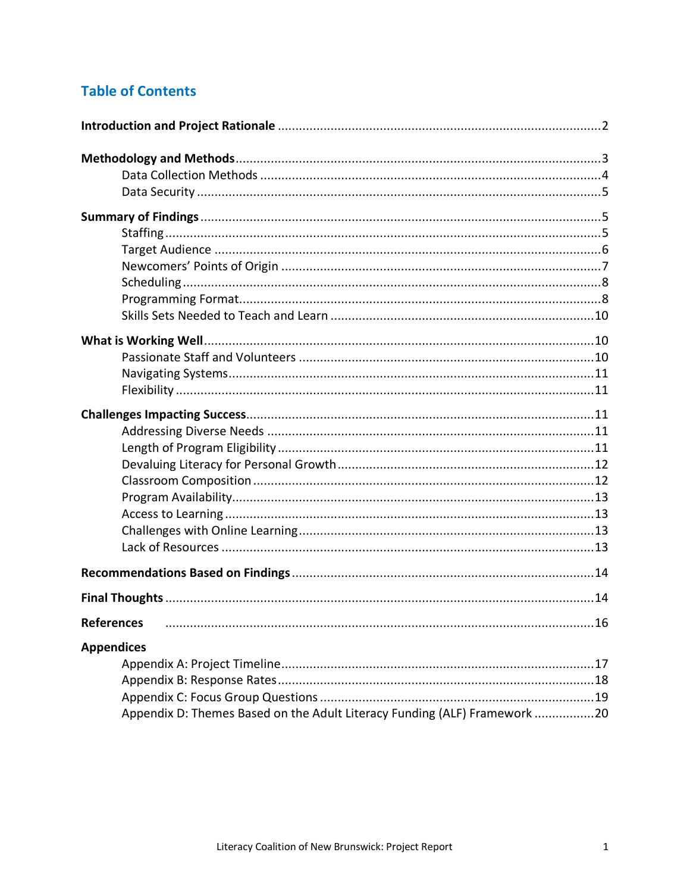## Table of Contents

**Introduction and Project Rationale** .......... 2

**Methodology and Methods** .......... 3
- Data Collection Methods .......... 4
- Data Security .......... 5

**Summary of Findings** .......... 5
- Staffing .......... 5
- Target Audience .......... 6
- Newcomers' Points of Origin .......... 7
- Scheduling .......... 8
- Programming Format .......... 8
- Skills Sets Needed to Teach and Learn .......... 10

**What is Working Well** .......... 10
- Passionate Staff and Volunteers .......... 10
- Navigating Systems .......... 11
- Flexibility .......... 11

**Challenges Impacting Success** .......... 11
- Addressing Diverse Needs .......... 11
- Length of Program Eligibility .......... 11
- Devaluing Literacy for Personal Growth .......... 12
- Classroom Composition .......... 12
- Program Availability .......... 13
- Access to Learning .......... 13
- Challenges with Online Learning .......... 13
- Lack of Resources .......... 13

**Recommendations Based on Findings** .......... 14

**Final Thoughts** .......... 14

**References** .......... 16

**Appendices**
- Appendix A: Project Timeline .......... 17
- Appendix B: Response Rates .......... 18
- Appendix C: Focus Group Questions .......... 19
- Appendix D: Themes Based on the Adult Literacy Funding (ALF) Framework .......... 20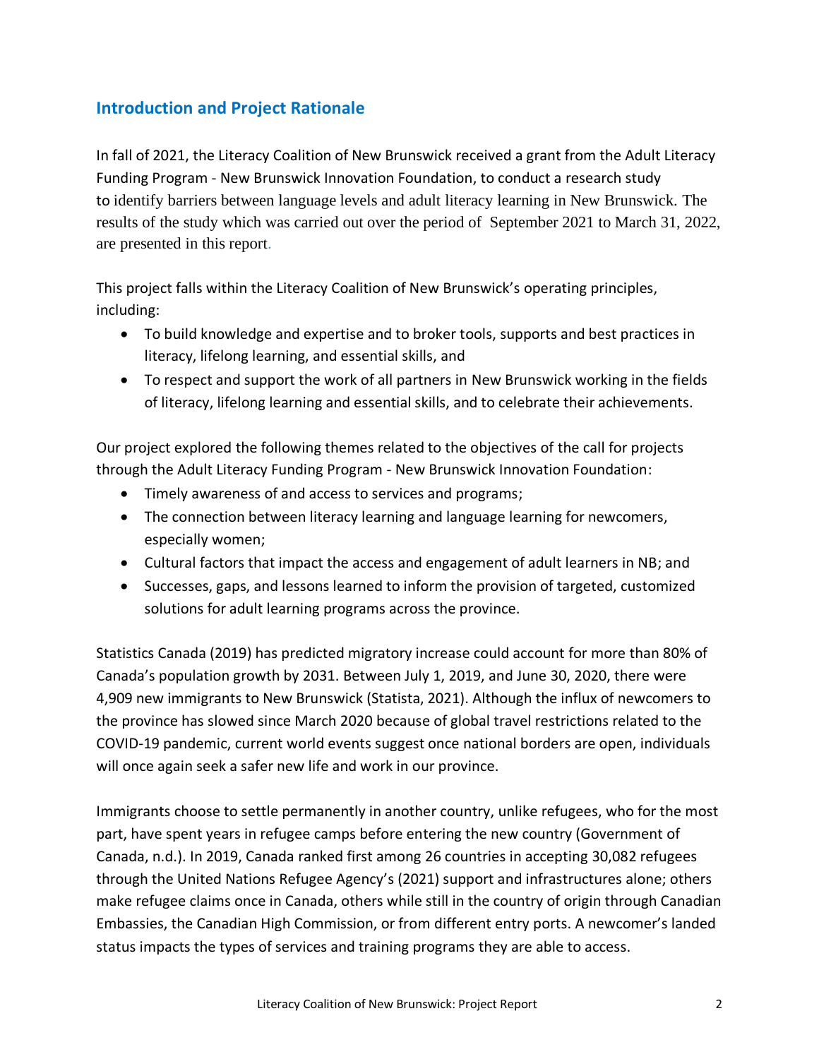## Introduction and Project Rationale

In fall of 2021, the Literacy Coalition of New Brunswick received a grant from the Adult Literacy Funding Program - New Brunswick Innovation Foundation, to conduct a research study to identify barriers between language levels and adult literacy learning in New Brunswick. The results of the study which was carried out over the period of September 2021 to March 31, 2022, are presented in this report.

This project falls within the Literacy Coalition of New Brunswick's operating principles, including:

- To build knowledge and expertise and to broker tools, supports and best practices in literacy, lifelong learning, and essential skills, and
- To respect and support the work of all partners in New Brunswick working in the fields of literacy, lifelong learning and essential skills, and to celebrate their achievements.

Our project explored the following themes related to the objectives of the call for projects through the Adult Literacy Funding Program - New Brunswick Innovation Foundation:

- Timely awareness of and access to services and programs;
- The connection between literacy learning and language learning for newcomers, especially women;
- Cultural factors that impact the access and engagement of adult learners in NB; and
- Successes, gaps, and lessons learned to inform the provision of targeted, customized solutions for adult learning programs across the province.

Statistics Canada (2019) has predicted migratory increase could account for more than 80% of Canada's population growth by 2031. Between July 1, 2019, and June 30, 2020, there were 4,909 new immigrants to New Brunswick (Statista, 2021). Although the influx of newcomers to the province has slowed since March 2020 because of global travel restrictions related to the COVID-19 pandemic, current world events suggest once national borders are open, individuals will once again seek a safer new life and work in our province.

Immigrants choose to settle permanently in another country, unlike refugees, who for the most part, have spent years in refugee camps before entering the new country (Government of Canada, n.d.). In 2019, Canada ranked first among 26 countries in accepting 30,082 refugees through the United Nations Refugee Agency's (2021) support and infrastructures alone; others make refugee claims once in Canada, others while still in the country of origin through Canadian Embassies, the Canadian High Commission, or from different entry ports. A newcomer's landed status impacts the types of services and training programs they are able to access.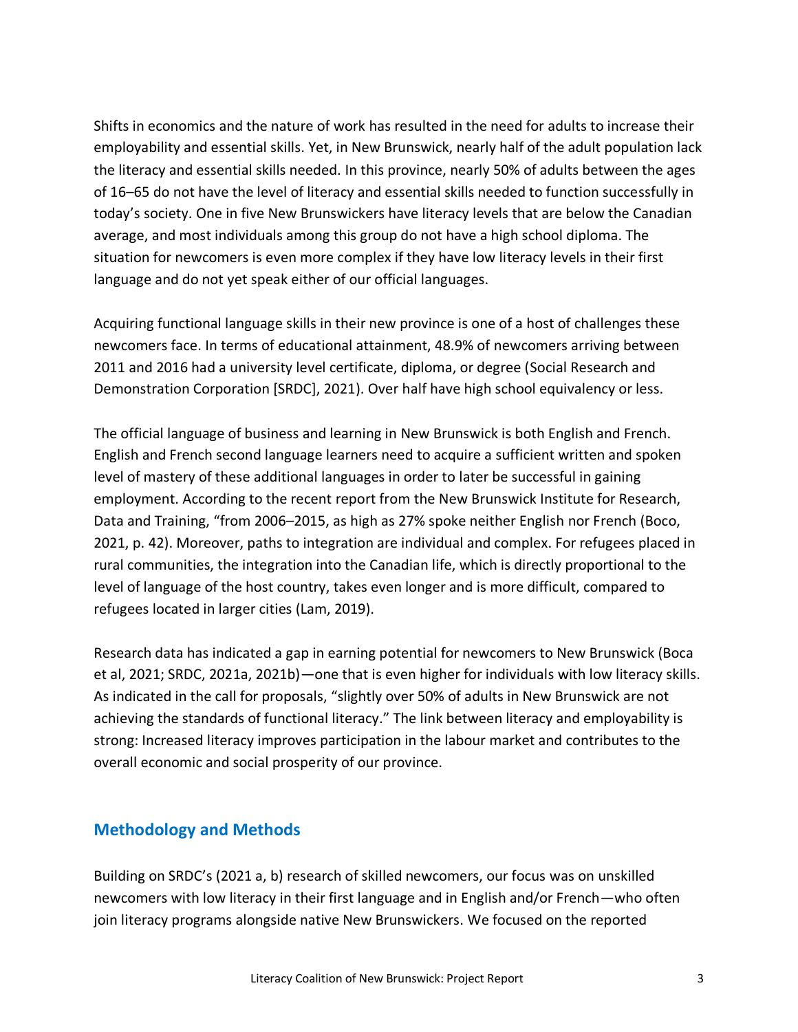Shifts in economics and the nature of work has resulted in the need for adults to increase their employability and essential skills. Yet, in New Brunswick, nearly half of the adult population lack the literacy and essential skills needed. In this province, nearly 50% of adults between the ages of 16–65 do not have the level of literacy and essential skills needed to function successfully in today's society. One in five New Brunswickers have literacy levels that are below the Canadian average, and most individuals among this group do not have a high school diploma. The situation for newcomers is even more complex if they have low literacy levels in their first language and do not yet speak either of our official languages.

Acquiring functional language skills in their new province is one of a host of challenges these newcomers face. In terms of educational attainment, 48.9% of newcomers arriving between 2011 and 2016 had a university level certificate, diploma, or degree (Social Research and Demonstration Corporation [SRDC], 2021). Over half have high school equivalency or less.

The official language of business and learning in New Brunswick is both English and French. English and French second language learners need to acquire a sufficient written and spoken level of mastery of these additional languages in order to later be successful in gaining employment. According to the recent report from the New Brunswick Institute for Research, Data and Training, "from 2006–2015, as high as 27% spoke neither English nor French (Boco, 2021, p. 42). Moreover, paths to integration are individual and complex. For refugees placed in rural communities, the integration into the Canadian life, which is directly proportional to the level of language of the host country, takes even longer and is more difficult, compared to refugees located in larger cities (Lam, 2019).

Research data has indicated a gap in earning potential for newcomers to New Brunswick (Boca et al, 2021; SRDC, 2021a, 2021b)—one that is even higher for individuals with low literacy skills. As indicated in the call for proposals, "slightly over 50% of adults in New Brunswick are not achieving the standards of functional literacy." The link between literacy and employability is strong: Increased literacy improves participation in the labour market and contributes to the overall economic and social prosperity of our province.

## Methodology and Methods

Building on SRDC's (2021 a, b) research of skilled newcomers, our focus was on unskilled newcomers with low literacy in their first language and in English and/or French—who often join literacy programs alongside native New Brunswickers. We focused on the reported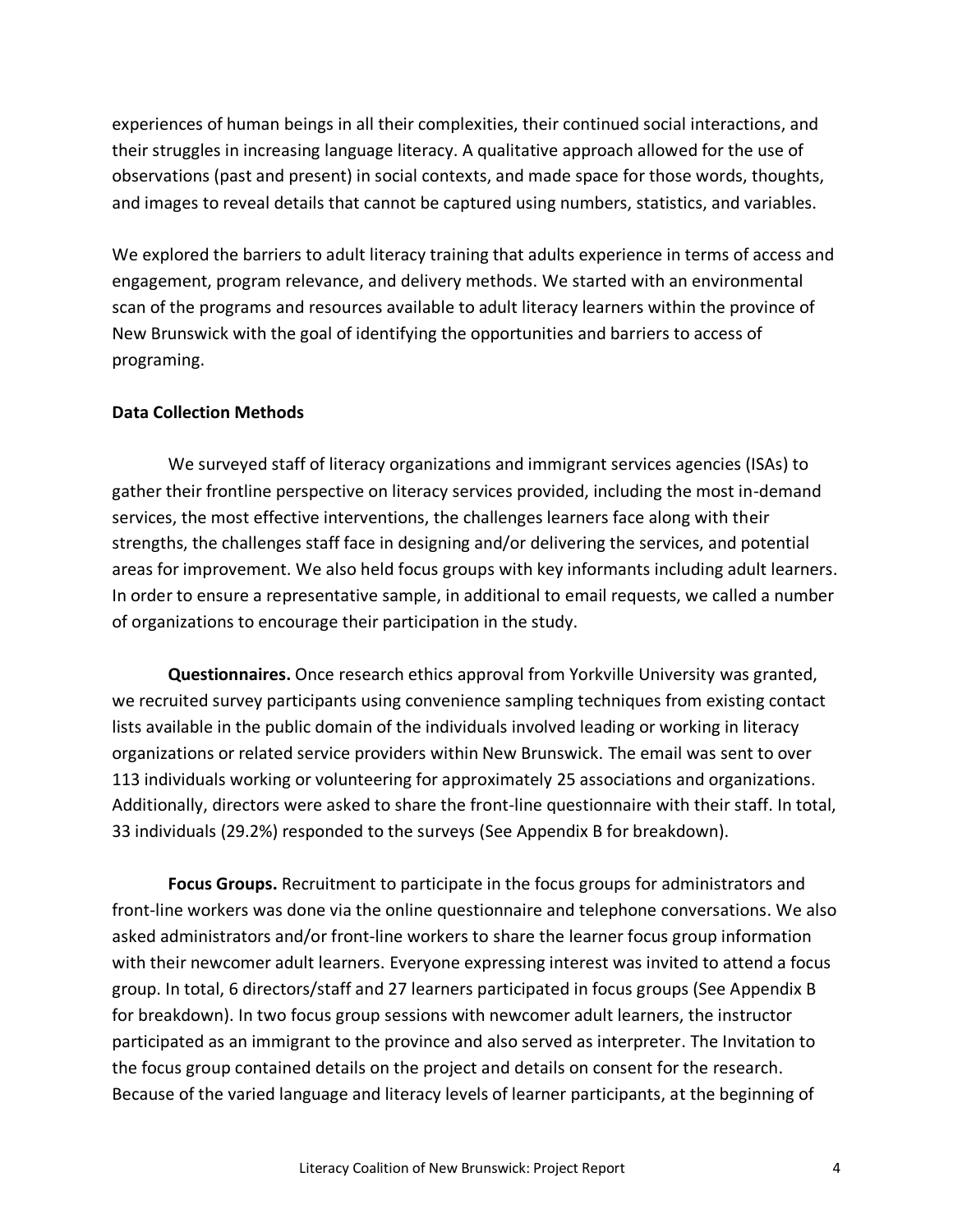experiences of human beings in all their complexities, their continued social interactions, and their struggles in increasing language literacy. A qualitative approach allowed for the use of observations (past and present) in social contexts, and made space for those words, thoughts, and images to reveal details that cannot be captured using numbers, statistics, and variables.

We explored the barriers to adult literacy training that adults experience in terms of access and engagement, program relevance, and delivery methods. We started with an environmental scan of the programs and resources available to adult literacy learners within the province of New Brunswick with the goal of identifying the opportunities and barriers to access of programing.

**Data Collection Methods**

We surveyed staff of literacy organizations and immigrant services agencies (ISAs) to gather their frontline perspective on literacy services provided, including the most in-demand services, the most effective interventions, the challenges learners face along with their strengths, the challenges staff face in designing and/or delivering the services, and potential areas for improvement. We also held focus groups with key informants including adult learners. In order to ensure a representative sample, in additional to email requests, we called a number of organizations to encourage their participation in the study.

**Questionnaires.** Once research ethics approval from Yorkville University was granted, we recruited survey participants using convenience sampling techniques from existing contact lists available in the public domain of the individuals involved leading or working in literacy organizations or related service providers within New Brunswick. The email was sent to over 113 individuals working or volunteering for approximately 25 associations and organizations. Additionally, directors were asked to share the front-line questionnaire with their staff. In total, 33 individuals (29.2%) responded to the surveys (See Appendix B for breakdown).

**Focus Groups.** Recruitment to participate in the focus groups for administrators and front-line workers was done via the online questionnaire and telephone conversations. We also asked administrators and/or front-line workers to share the learner focus group information with their newcomer adult learners. Everyone expressing interest was invited to attend a focus group. In total, 6 directors/staff and 27 learners participated in focus groups (See Appendix B for breakdown). In two focus group sessions with newcomer adult learners, the instructor participated as an immigrant to the province and also served as interpreter. The Invitation to the focus group contained details on the project and details on consent for the research. Because of the varied language and literacy levels of learner participants, at the beginning of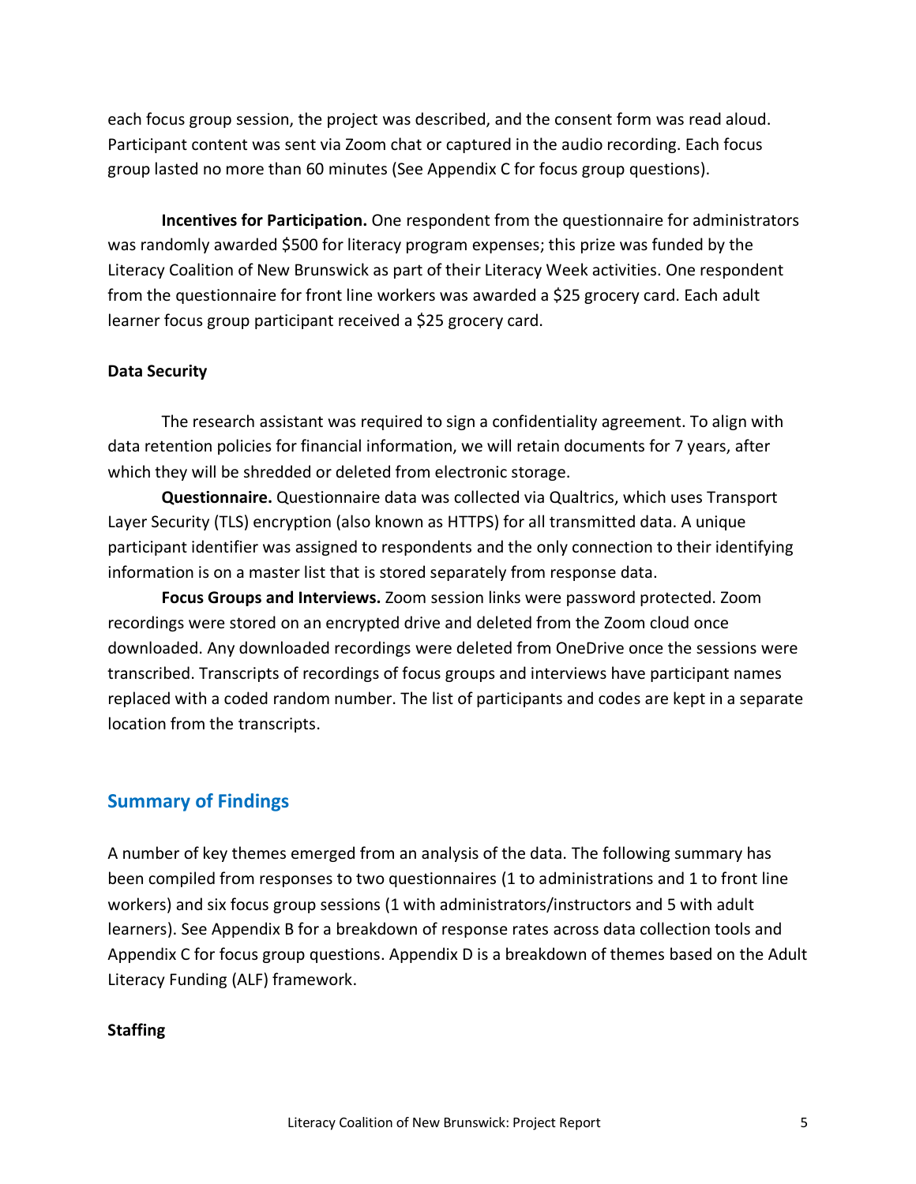each focus group session, the project was described, and the consent form was read aloud. Participant content was sent via Zoom chat or captured in the audio recording. Each focus group lasted no more than 60 minutes (See Appendix C for focus group questions).

**Incentives for Participation.** One respondent from the questionnaire for administrators was randomly awarded $500 for literacy program expenses; this prize was funded by the Literacy Coalition of New Brunswick as part of their Literacy Week activities. One respondent from the questionnaire for front line workers was awarded a $25 grocery card. Each adult learner focus group participant received a $25 grocery card.

### Data Security

The research assistant was required to sign a confidentiality agreement. To align with data retention policies for financial information, we will retain documents for 7 years, after which they will be shredded or deleted from electronic storage.

**Questionnaire.** Questionnaire data was collected via Qualtrics, which uses Transport Layer Security (TLS) encryption (also known as HTTPS) for all transmitted data. A unique participant identifier was assigned to respondents and the only connection to their identifying information is on a master list that is stored separately from response data.

**Focus Groups and Interviews.** Zoom session links were password protected. Zoom recordings were stored on an encrypted drive and deleted from the Zoom cloud once downloaded. Any downloaded recordings were deleted from OneDrive once the sessions were transcribed. Transcripts of recordings of focus groups and interviews have participant names replaced with a coded random number. The list of participants and codes are kept in a separate location from the transcripts.

## Summary of Findings

A number of key themes emerged from an analysis of the data. The following summary has been compiled from responses to two questionnaires (1 to administrations and 1 to front line workers) and six focus group sessions (1 with administrators/instructors and 5 with adult learners). See Appendix B for a breakdown of response rates across data collection tools and Appendix C for focus group questions. Appendix D is a breakdown of themes based on the Adult Literacy Funding (ALF) framework.

### Staffing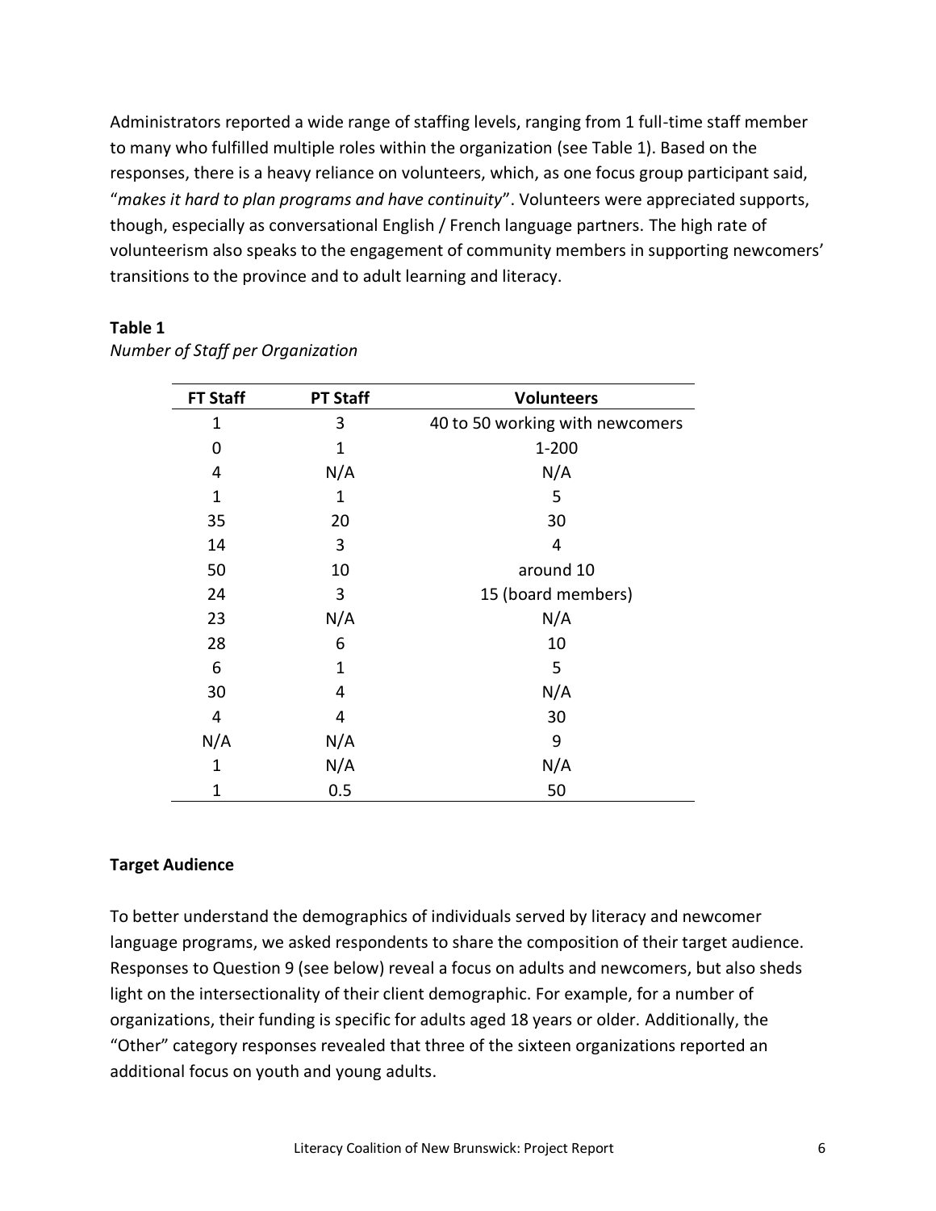Administrators reported a wide range of staffing levels, ranging from 1 full-time staff member to many who fulfilled multiple roles within the organization (see Table 1). Based on the responses, there is a heavy reliance on volunteers, which, as one focus group participant said, "*makes it hard to plan programs and have continuity*". Volunteers were appreciated supports, though, especially as conversational English / French language partners. The high rate of volunteerism also speaks to the engagement of community members in supporting newcomers' transitions to the province and to adult learning and literacy.

**Table 1**

*Number of Staff per Organization*

| FT Staff | PT Staff | Volunteers |
|---|---|---|
| 1 | 3 | 40 to 50 working with newcomers |
| 0 | 1 | 1-200 |
| 4 | N/A | N/A |
| 1 | 1 | 5 |
| 35 | 20 | 30 |
| 14 | 3 | 4 |
| 50 | 10 | around 10 |
| 24 | 3 | 15 (board members) |
| 23 | N/A | N/A |
| 28 | 6 | 10 |
| 6 | 1 | 5 |
| 30 | 4 | N/A |
| 4 | 4 | 30 |
| N/A | N/A | 9 |
| 1 | N/A | N/A |
| 1 | 0.5 | 50 |

**Target Audience**

To better understand the demographics of individuals served by literacy and newcomer language programs, we asked respondents to share the composition of their target audience. Responses to Question 9 (see below) reveal a focus on adults and newcomers, but also sheds light on the intersectionality of their client demographic. For example, for a number of organizations, their funding is specific for adults aged 18 years or older. Additionally, the "Other" category responses revealed that three of the sixteen organizations reported an additional focus on youth and young adults.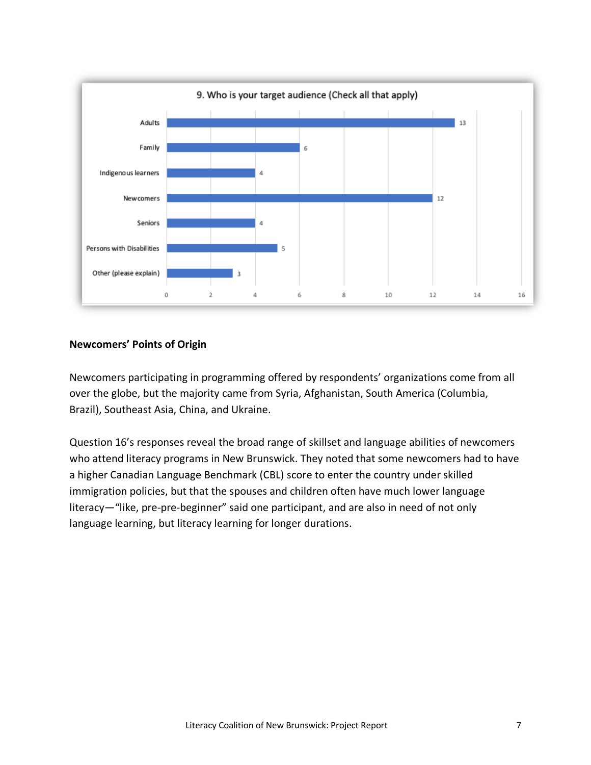9. Who is your target audience (Check all that apply)

Adults 13
Family 6
Indigenous learners 4
Newcomers 12
Seniors 4
Persons with Disabilities 5
Other (please explain) 3

0 2 4 6 8 10 12 14 16

**Newcomers' Points of Origin**

Newcomers participating in programming offered by respondents' organizations come from all over the globe, but the majority came from Syria, Afghanistan, South America (Columbia, Brazil), Southeast Asia, China, and Ukraine.

Question 16's responses reveal the broad range of skillset and language abilities of newcomers who attend literacy programs in New Brunswick. They noted that some newcomers had to have a higher Canadian Language Benchmark (CBL) score to enter the country under skilled immigration policies, but that the spouses and children often have much lower language literacy—"like, pre-pre-beginner" said one participant, and are also in need of not only language learning, but literacy learning for longer durations.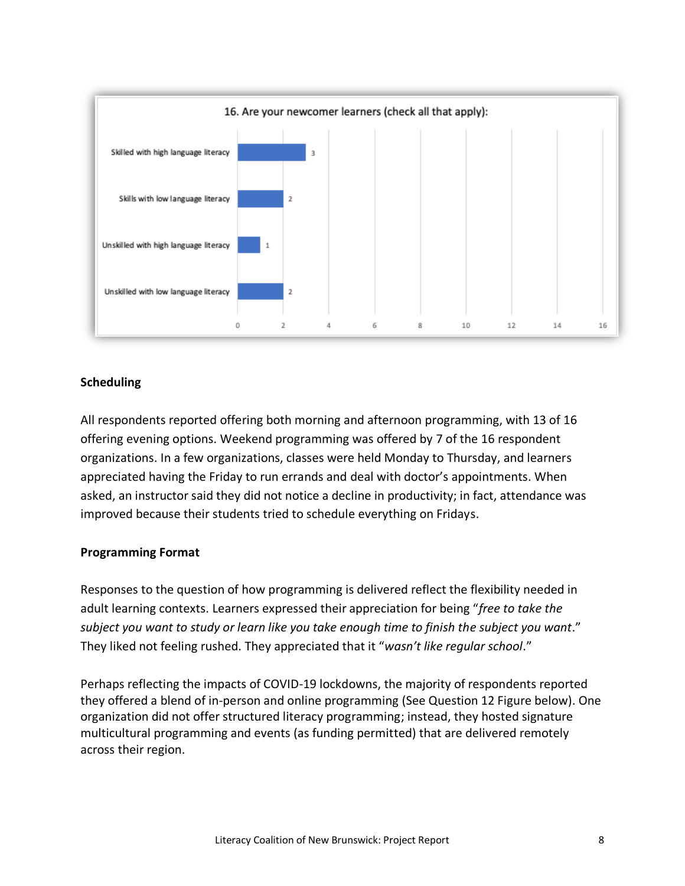16. Are your newcomer learners (check all that apply):

Skilled with high language literacy
3
Skills with low language literacy
2
Unskilled with high language literacy
1
Unskilled with low language literacy
2

0 2 4 6 8 10 12 14 16

**Scheduling**

All respondents reported offering both morning and afternoon programming, with 13 of 16 offering evening options. Weekend programming was offered by 7 of the 16 respondent organizations. In a few organizations, classes were held Monday to Thursday, and learners appreciated having the Friday to run errands and deal with doctor's appointments. When asked, an instructor said they did not notice a decline in productivity; in fact, attendance was improved because their students tried to schedule everything on Fridays.

**Programming Format**

Responses to the question of how programming is delivered reflect the flexibility needed in adult learning contexts. Learners expressed their appreciation for being "*free to take the subject you want to study or learn like you take enough time to finish the subject you want*." They liked not feeling rushed. They appreciated that it "*wasn't like regular school*."

Perhaps reflecting the impacts of COVID-19 lockdowns, the majority of respondents reported they offered a blend of in-person and online programming (See Question 12 Figure below). One organization did not offer structured literacy programming; instead, they hosted signature multicultural programming and events (as funding permitted) that are delivered remotely across their region.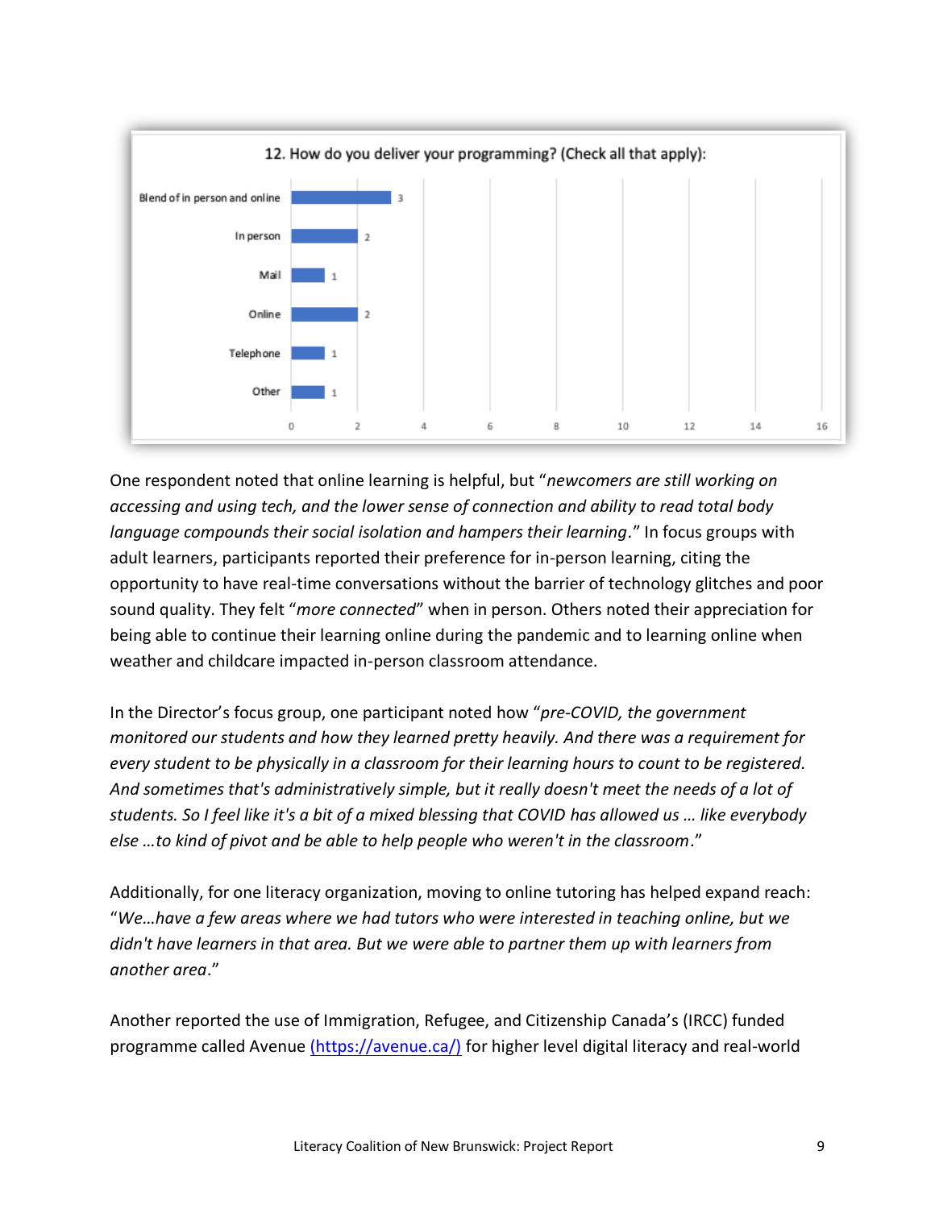12. How do you deliver your programming? (Check all that apply):

Blend of in person and online 3
In person 2
Mail 1
Online 2
Telephone 1
Other 1

0 2 4 6 8 10 12 14 16

One respondent noted that online learning is helpful, but "*newcomers are still working on accessing and using tech, and the lower sense of connection and ability to read total body language compounds their social isolation and hampers their learning*." In focus groups with adult learners, participants reported their preference for in-person learning, citing the opportunity to have real-time conversations without the barrier of technology glitches and poor sound quality. They felt "*more connected*" when in person. Others noted their appreciation for being able to continue their learning online during the pandemic and to learning online when weather and childcare impacted in-person classroom attendance.

In the Director's focus group, one participant noted how "*pre-COVID, the government monitored our students and how they learned pretty heavily. And there was a requirement for every student to be physically in a classroom for their learning hours to count to be registered. And sometimes that's administratively simple, but it really doesn't meet the needs of a lot of students. So I feel like it's a bit of a mixed blessing that COVID has allowed us … like everybody else …to kind of pivot and be able to help people who weren't in the classroom*."

Additionally, for one literacy organization, moving to online tutoring has helped expand reach: "*We…have a few areas where we had tutors who were interested in teaching online, but we didn't have learners in that area. But we were able to partner them up with learners from another area*."

Another reported the use of Immigration, Refugee, and Citizenship Canada's (IRCC) funded programme called Avenue (https://avenue.ca/) for higher level digital literacy and real-world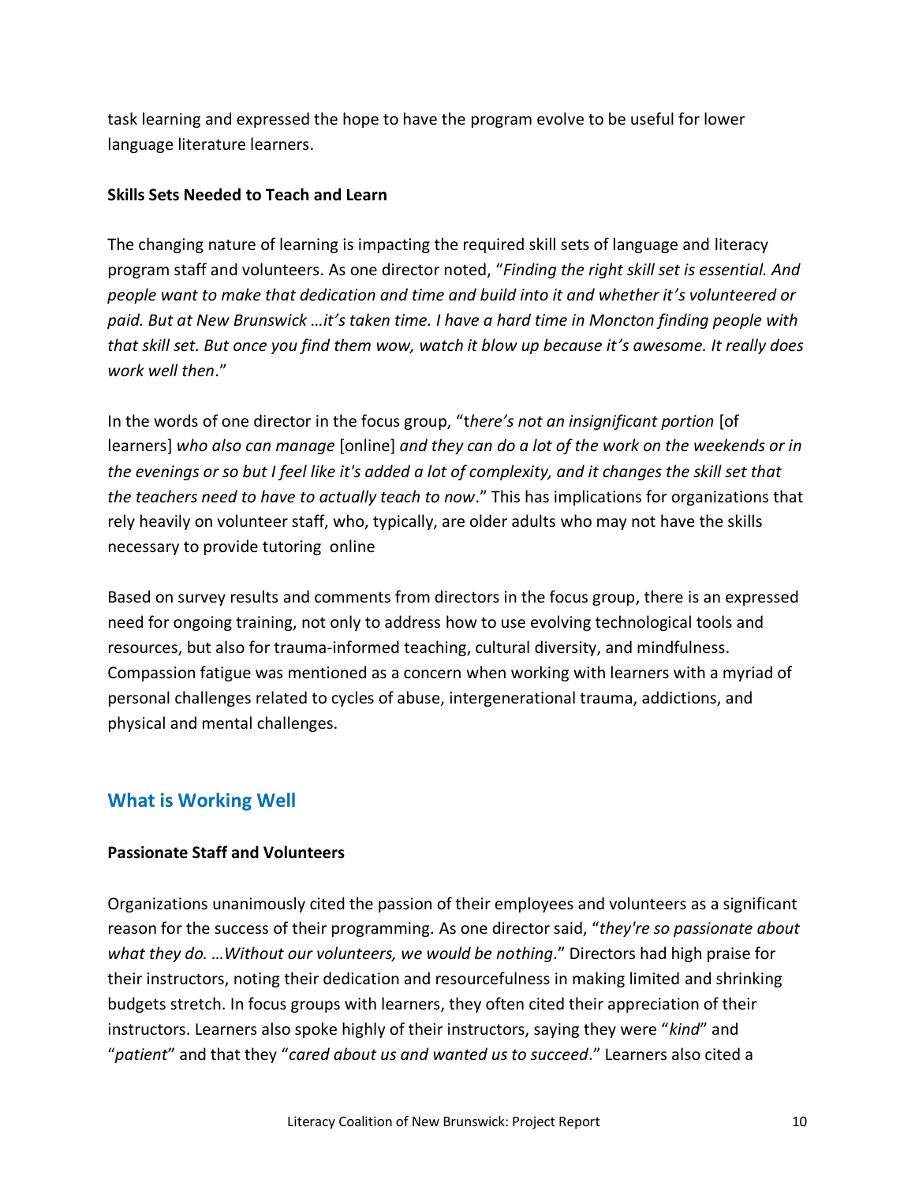task learning and expressed the hope to have the program evolve to be useful for lower language literature learners.

**Skills Sets Needed to Teach and Learn**

The changing nature of learning is impacting the required skill sets of language and literacy program staff and volunteers. As one director noted, "*Finding the right skill set is essential. And people want to make that dedication and time and build into it and whether it's volunteered or paid. But at New Brunswick …it's taken time. I have a hard time in Moncton finding people with that skill set. But once you find them wow, watch it blow up because it's awesome. It really does work well then*."

In the words of one director in the focus group, "t*here's not an insignificant portion* [of learners] *who also can manage* [online] *and they can do a lot of the work on the weekends or in the evenings or so but I feel like it's added a lot of complexity, and it changes the skill set that the teachers need to have to actually teach to now*." This has implications for organizations that rely heavily on volunteer staff, who, typically, are older adults who may not have the skills necessary to provide tutoring online

Based on survey results and comments from directors in the focus group, there is an expressed need for ongoing training, not only to address how to use evolving technological tools and resources, but also for trauma-informed teaching, cultural diversity, and mindfulness. Compassion fatigue was mentioned as a concern when working with learners with a myriad of personal challenges related to cycles of abuse, intergenerational trauma, addictions, and physical and mental challenges.

## What is Working Well

**Passionate Staff and Volunteers**

Organizations unanimously cited the passion of their employees and volunteers as a significant reason for the success of their programming. As one director said, "*they're so passionate about what they do. …Without our volunteers, we would be nothing*." Directors had high praise for their instructors, noting their dedication and resourcefulness in making limited and shrinking budgets stretch. In focus groups with learners, they often cited their appreciation of their instructors. Learners also spoke highly of their instructors, saying they were "*kind*" and "*patient*" and that they "*cared about us and wanted us to succeed*." Learners also cited a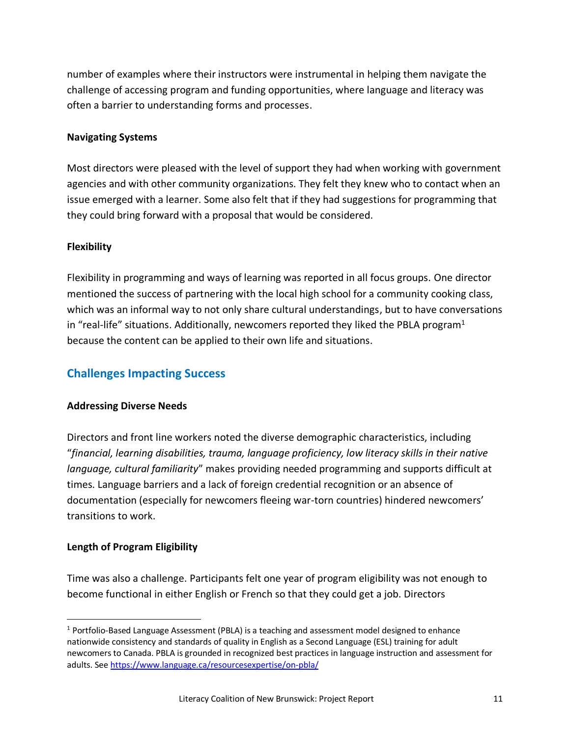number of examples where their instructors were instrumental in helping them navigate the challenge of accessing program and funding opportunities, where language and literacy was often a barrier to understanding forms and processes.

**Navigating Systems**

Most directors were pleased with the level of support they had when working with government agencies and with other community organizations. They felt they knew who to contact when an issue emerged with a learner. Some also felt that if they had suggestions for programming that they could bring forward with a proposal that would be considered.

**Flexibility**

Flexibility in programming and ways of learning was reported in all focus groups. One director mentioned the success of partnering with the local high school for a community cooking class, which was an informal way to not only share cultural understandings, but to have conversations in "real-life" situations. Additionally, newcomers reported they liked the PBLA program[1] because the content can be applied to their own life and situations.

## Challenges Impacting Success

**Addressing Diverse Needs**

Directors and front line workers noted the diverse demographic characteristics, including "*financial, learning disabilities, trauma, language proficiency, low literacy skills in their native language, cultural familiarity*" makes providing needed programming and supports difficult at times. Language barriers and a lack of foreign credential recognition or an absence of documentation (especially for newcomers fleeing war-torn countries) hindered newcomers' transitions to work.

**Length of Program Eligibility**

Time was also a challenge. Participants felt one year of program eligibility was not enough to become functional in either English or French so that they could get a job. Directors

---

[1] Portfolio-Based Language Assessment (PBLA) is a teaching and assessment model designed to enhance nationwide consistency and standards of quality in English as a Second Language (ESL) training for adult newcomers to Canada. PBLA is grounded in recognized best practices in language instruction and assessment for adults. See https://www.language.ca/resourcesexpertise/on-pbla/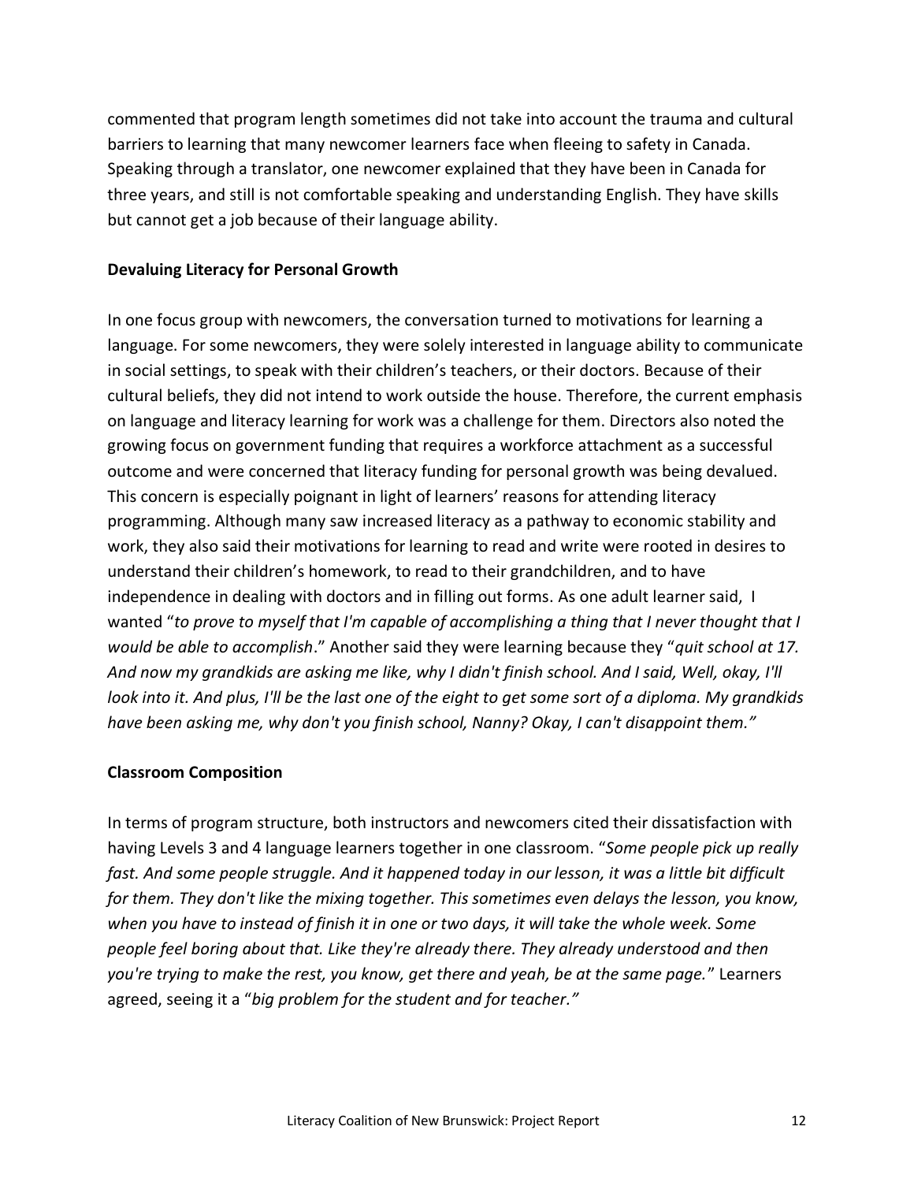commented that program length sometimes did not take into account the trauma and cultural barriers to learning that many newcomer learners face when fleeing to safety in Canada. Speaking through a translator, one newcomer explained that they have been in Canada for three years, and still is not comfortable speaking and understanding English. They have skills but cannot get a job because of their language ability.

**Devaluing Literacy for Personal Growth**

In one focus group with newcomers, the conversation turned to motivations for learning a language. For some newcomers, they were solely interested in language ability to communicate in social settings, to speak with their children's teachers, or their doctors. Because of their cultural beliefs, they did not intend to work outside the house. Therefore, the current emphasis on language and literacy learning for work was a challenge for them. Directors also noted the growing focus on government funding that requires a workforce attachment as a successful outcome and were concerned that literacy funding for personal growth was being devalued. This concern is especially poignant in light of learners' reasons for attending literacy programming. Although many saw increased literacy as a pathway to economic stability and work, they also said their motivations for learning to read and write were rooted in desires to understand their children's homework, to read to their grandchildren, and to have independence in dealing with doctors and in filling out forms. As one adult learner said, I wanted "*to prove to myself that I'm capable of accomplishing a thing that I never thought that I would be able to accomplish*." Another said they were learning because they "*quit school at 17. And now my grandkids are asking me like, why I didn't finish school. And I said, Well, okay, I'll look into it. And plus, I'll be the last one of the eight to get some sort of a diploma. My grandkids have been asking me, why don't you finish school, Nanny? Okay, I can't disappoint them."*

**Classroom Composition**

In terms of program structure, both instructors and newcomers cited their dissatisfaction with having Levels 3 and 4 language learners together in one classroom. "*Some people pick up really fast. And some people struggle. And it happened today in our lesson, it was a little bit difficult for them. They don't like the mixing together. This sometimes even delays the lesson, you know, when you have to instead of finish it in one or two days, it will take the whole week. Some people feel boring about that. Like they're already there. They already understood and then you're trying to make the rest, you know, get there and yeah, be at the same page.*" Learners agreed, seeing it a "*big problem for the student and for teacher."*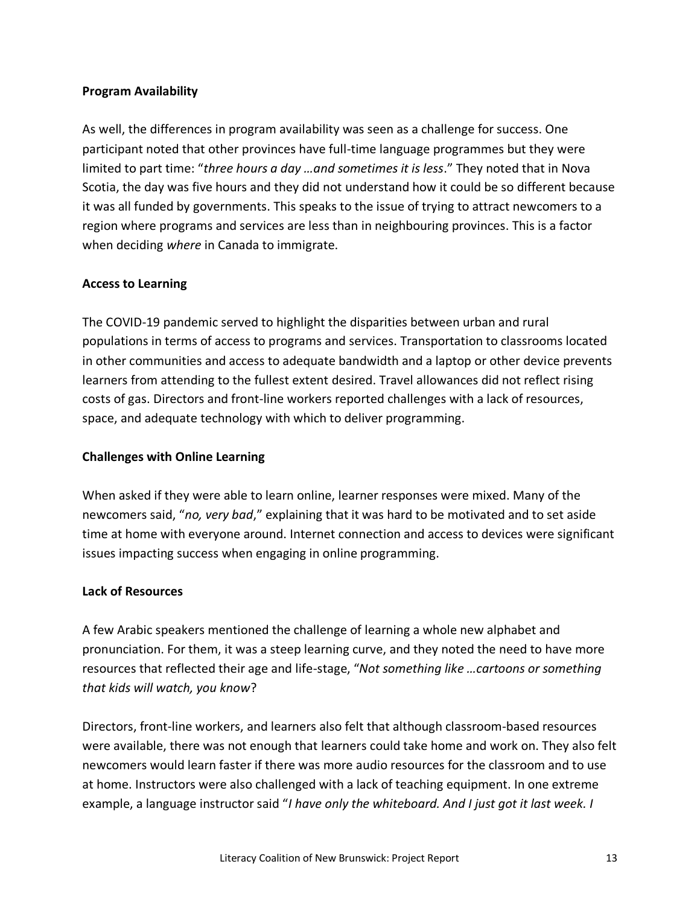**Program Availability**

As well, the differences in program availability was seen as a challenge for success. One participant noted that other provinces have full-time language programmes but they were limited to part time: "*three hours a day …and sometimes it is less*." They noted that in Nova Scotia, the day was five hours and they did not understand how it could be so different because it was all funded by governments. This speaks to the issue of trying to attract newcomers to a region where programs and services are less than in neighbouring provinces. This is a factor when deciding *where* in Canada to immigrate.

**Access to Learning**

The COVID-19 pandemic served to highlight the disparities between urban and rural populations in terms of access to programs and services. Transportation to classrooms located in other communities and access to adequate bandwidth and a laptop or other device prevents learners from attending to the fullest extent desired. Travel allowances did not reflect rising costs of gas. Directors and front-line workers reported challenges with a lack of resources, space, and adequate technology with which to deliver programming.

**Challenges with Online Learning**

When asked if they were able to learn online, learner responses were mixed. Many of the newcomers said, "*no, very bad*," explaining that it was hard to be motivated and to set aside time at home with everyone around. Internet connection and access to devices were significant issues impacting success when engaging in online programming.

**Lack of Resources**

A few Arabic speakers mentioned the challenge of learning a whole new alphabet and pronunciation. For them, it was a steep learning curve, and they noted the need to have more resources that reflected their age and life-stage, "*Not something like …cartoons or something that kids will watch, you know*?

Directors, front-line workers, and learners also felt that although classroom-based resources were available, there was not enough that learners could take home and work on. They also felt newcomers would learn faster if there was more audio resources for the classroom and to use at home. Instructors were also challenged with a lack of teaching equipment. In one extreme example, a language instructor said "*I have only the whiteboard. And I just got it last week. I*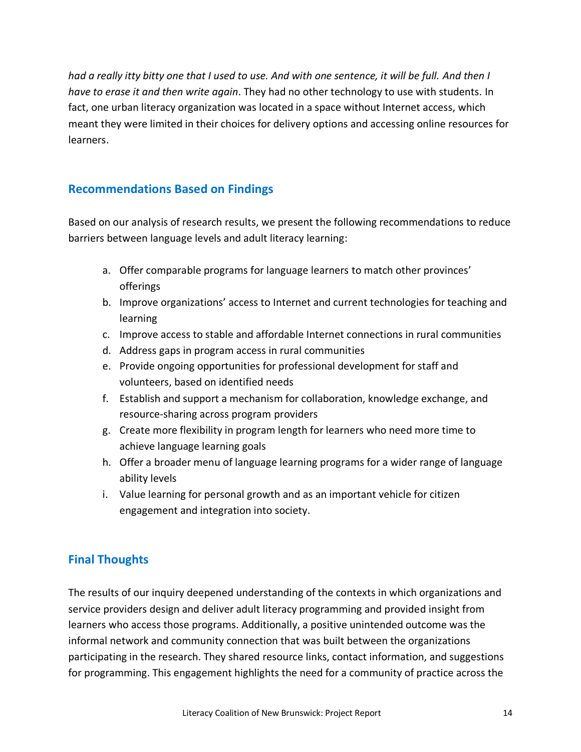*had a really itty bitty one that I used to use. And with one sentence, it will be full. And then I have to erase it and then write again*. They had no other technology to use with students. In fact, one urban literacy organization was located in a space without Internet access, which meant they were limited in their choices for delivery options and accessing online resources for learners.

## Recommendations Based on Findings

Based on our analysis of research results, we present the following recommendations to reduce barriers between language levels and adult literacy learning:

a. Offer comparable programs for language learners to match other provinces' offerings
b. Improve organizations' access to Internet and current technologies for teaching and learning
c. Improve access to stable and affordable Internet connections in rural communities
d. Address gaps in program access in rural communities
e. Provide ongoing opportunities for professional development for staff and volunteers, based on identified needs
f. Establish and support a mechanism for collaboration, knowledge exchange, and resource-sharing across program providers
g. Create more flexibility in program length for learners who need more time to achieve language learning goals
h. Offer a broader menu of language learning programs for a wider range of language ability levels
i. Value learning for personal growth and as an important vehicle for citizen engagement and integration into society.

## Final Thoughts

The results of our inquiry deepened understanding of the contexts in which organizations and service providers design and deliver adult literacy programming and provided insight from learners who access those programs. Additionally, a positive unintended outcome was the informal network and community connection that was built between the organizations participating in the research. They shared resource links, contact information, and suggestions for programming. This engagement highlights the need for a community of practice across the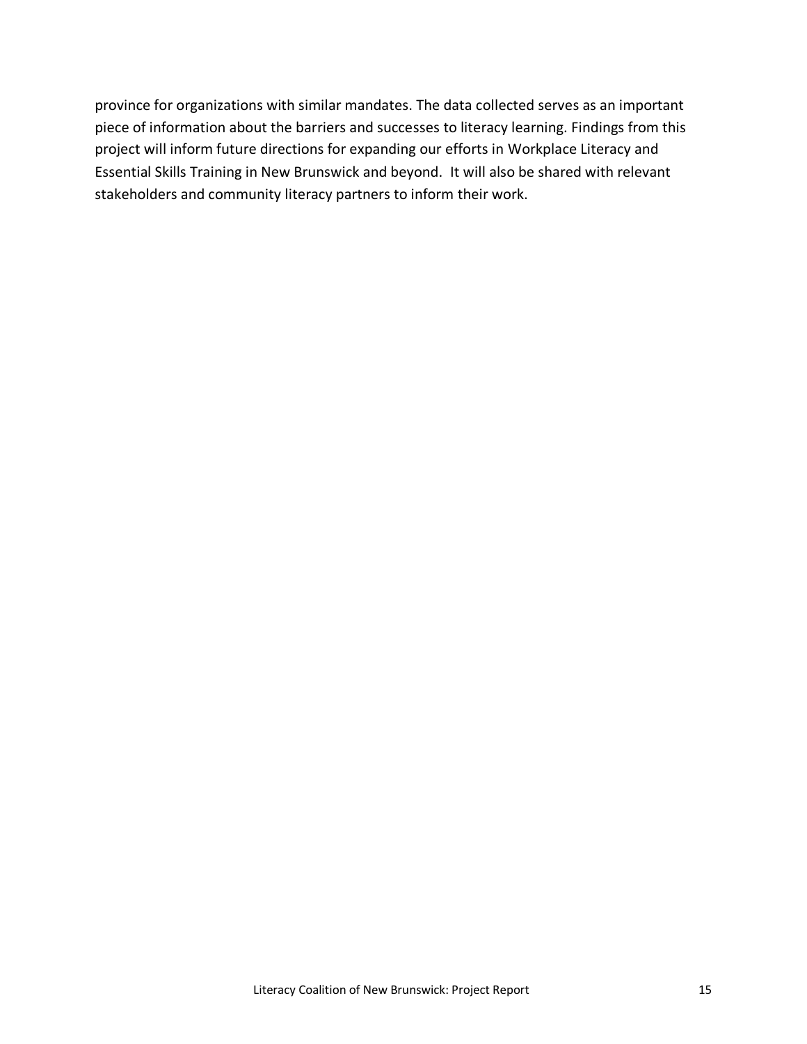province for organizations with similar mandates. The data collected serves as an important piece of information about the barriers and successes to literacy learning. Findings from this project will inform future directions for expanding our efforts in Workplace Literacy and Essential Skills Training in New Brunswick and beyond. It will also be shared with relevant stakeholders and community literacy partners to inform their work.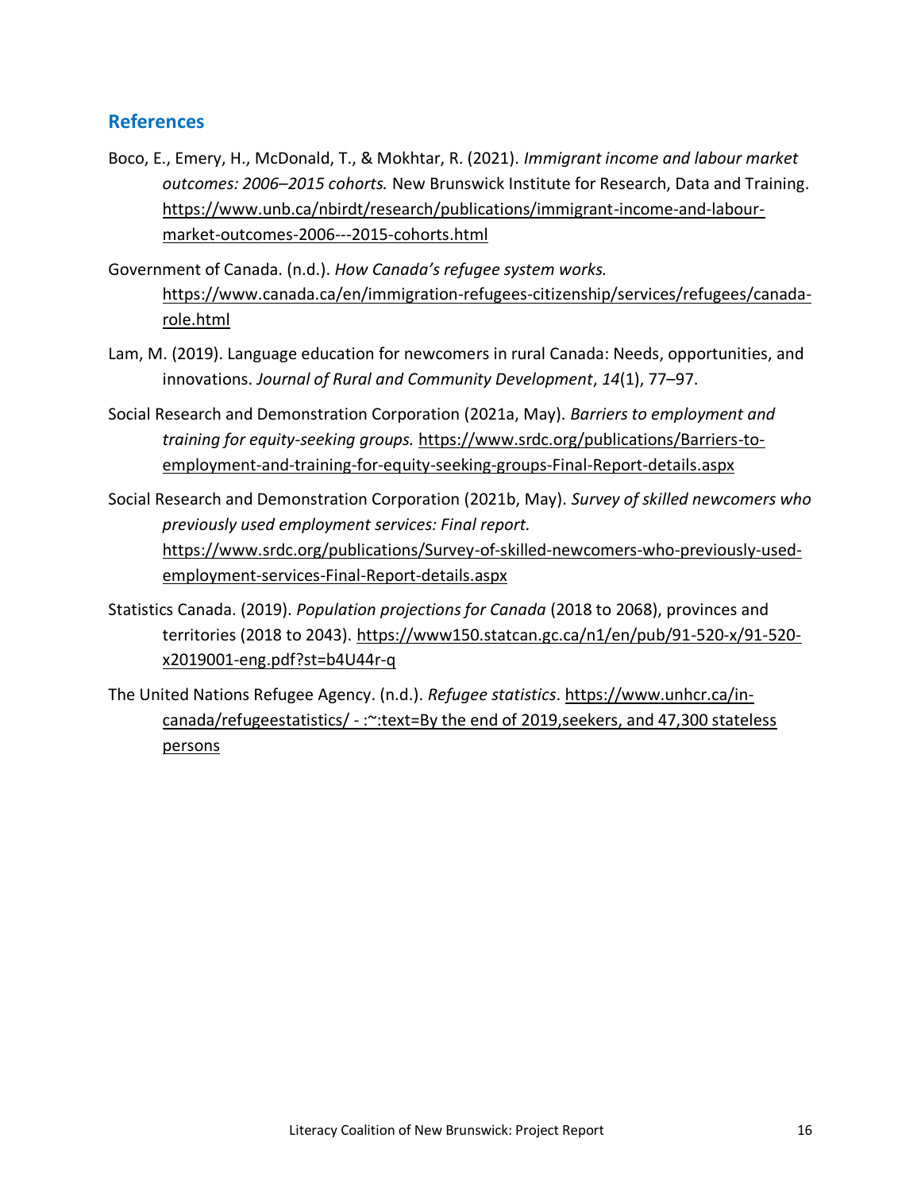## References

Boco, E., Emery, H., McDonald, T., & Mokhtar, R. (2021). *Immigrant income and labour market outcomes: 2006–2015 cohorts.* New Brunswick Institute for Research, Data and Training. https://www.unb.ca/nbirdt/research/publications/immigrant-income-and-labour-market-outcomes-2006---2015-cohorts.html

Government of Canada. (n.d.). *How Canada's refugee system works.* https://www.canada.ca/en/immigration-refugees-citizenship/services/refugees/canada-role.html

Lam, M. (2019). Language education for newcomers in rural Canada: Needs, opportunities, and innovations. *Journal of Rural and Community Development*, *14*(1), 77–97.

Social Research and Demonstration Corporation (2021a, May). *Barriers to employment and training for equity-seeking groups.* https://www.srdc.org/publications/Barriers-to-employment-and-training-for-equity-seeking-groups-Final-Report-details.aspx

Social Research and Demonstration Corporation (2021b, May). *Survey of skilled newcomers who previously used employment services: Final report.* https://www.srdc.org/publications/Survey-of-skilled-newcomers-who-previously-used-employment-services-Final-Report-details.aspx

Statistics Canada. (2019). *Population projections for Canada* (2018 to 2068), provinces and territories (2018 to 2043). https://www150.statcan.gc.ca/n1/en/pub/91-520-x/91-520-x2019001-eng.pdf?st=b4U44r-q

The United Nations Refugee Agency. (n.d.). *Refugee statistics*. https://www.unhcr.ca/in-canada/refugeestatistics/ - :~:text=By the end of 2019,seekers, and 47,300 stateless persons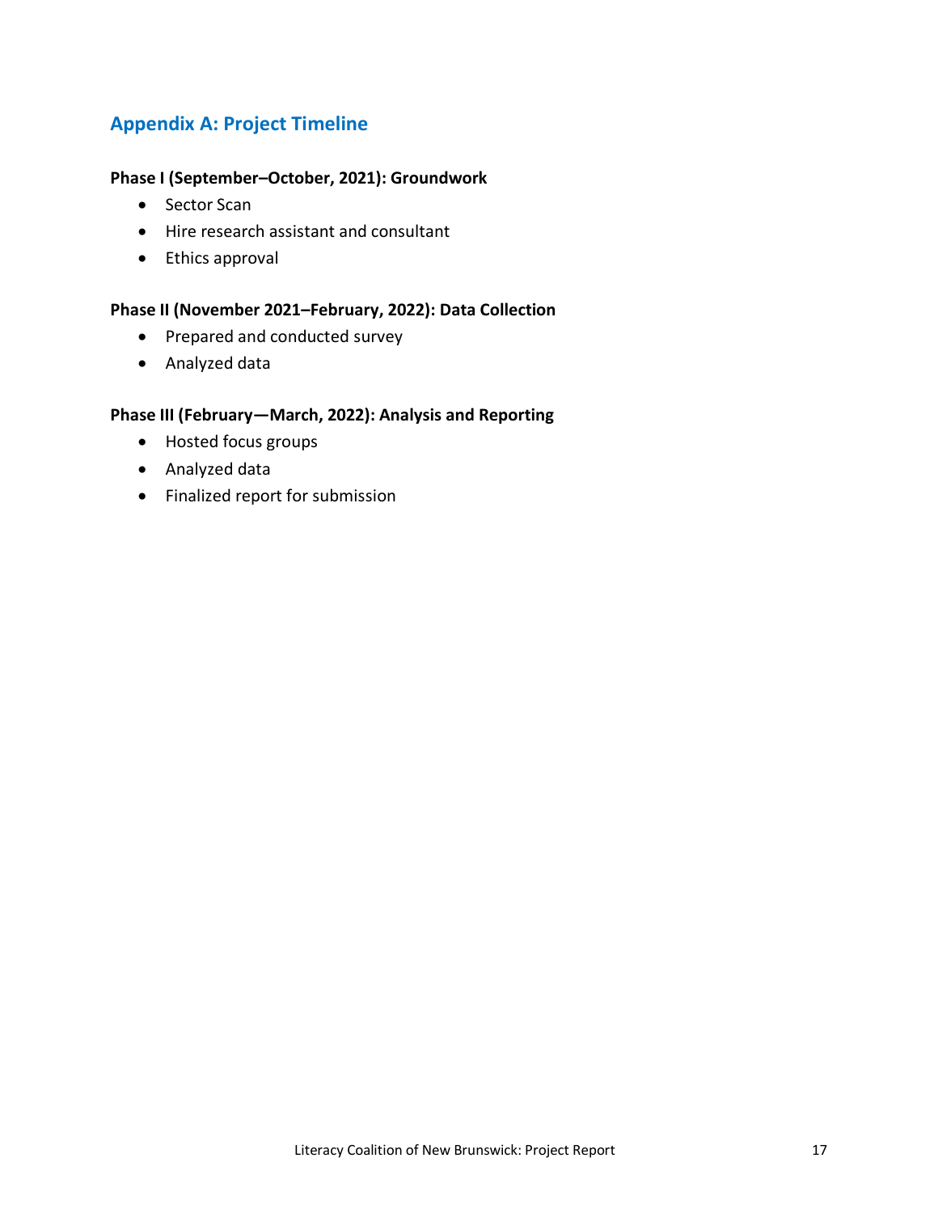## Appendix A: Project Timeline

**Phase I (September–October, 2021): Groundwork**

- Sector Scan
- Hire research assistant and consultant
- Ethics approval

**Phase II (November 2021–February, 2022): Data Collection**

- Prepared and conducted survey
- Analyzed data

**Phase III (February—March, 2022): Analysis and Reporting**

- Hosted focus groups
- Analyzed data
- Finalized report for submission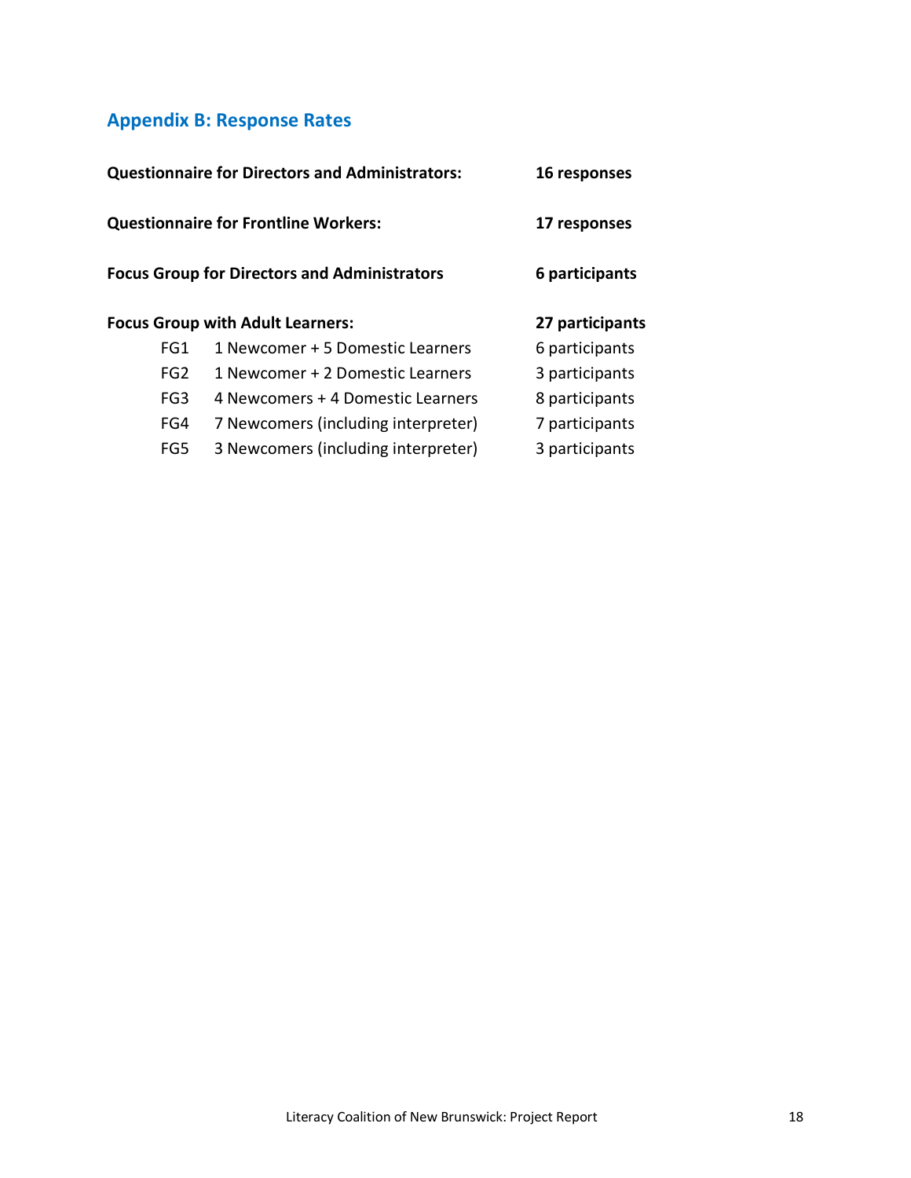## Appendix B: Response Rates

| | | |
|---|---|---|
| **Questionnaire for Directors and Administrators:** | | **16 responses** |
| **Questionnaire for Frontline Workers:** | | **17 responses** |
| **Focus Group for Directors and Administrators** | | **6 participants** |
| **Focus Group with Adult Learners:** | | **27 participants** |
| FG1 | 1 Newcomer + 5 Domestic Learners | 6 participants |
| FG2 | 1 Newcomer + 2 Domestic Learners | 3 participants |
| FG3 | 4 Newcomers + 4 Domestic Learners | 8 participants |
| FG4 | 7 Newcomers (including interpreter) | 7 participants |
| FG5 | 3 Newcomers (including interpreter) | 3 participants |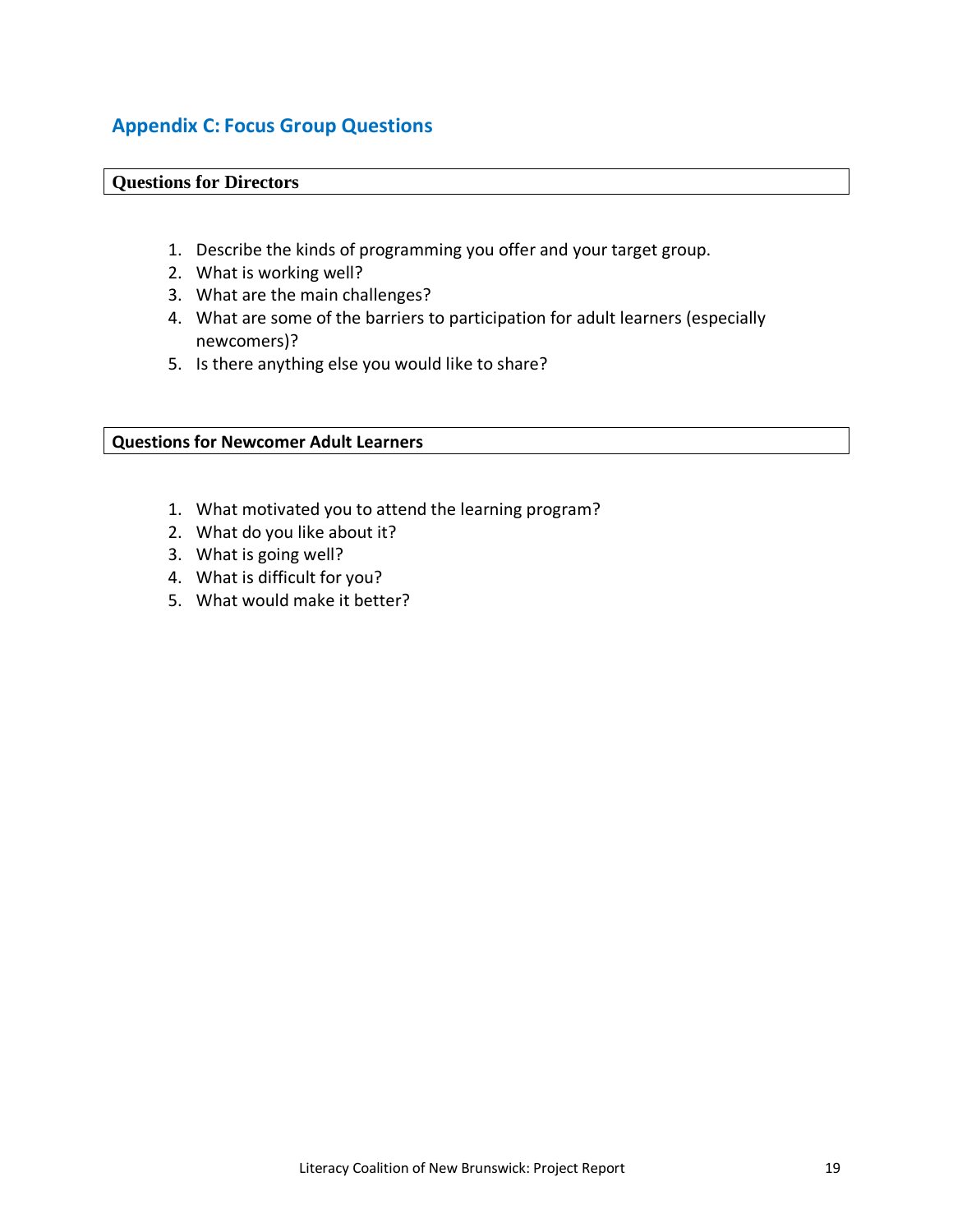## Appendix C: Focus Group Questions

### Questions for Directors

1. Describe the kinds of programming you offer and your target group.
2. What is working well?
3. What are the main challenges?
4. What are some of the barriers to participation for adult learners (especially newcomers)?
5. Is there anything else you would like to share?

### Questions for Newcomer Adult Learners

1. What motivated you to attend the learning program?
2. What do you like about it?
3. What is going well?
4. What is difficult for you?
5. What would make it better?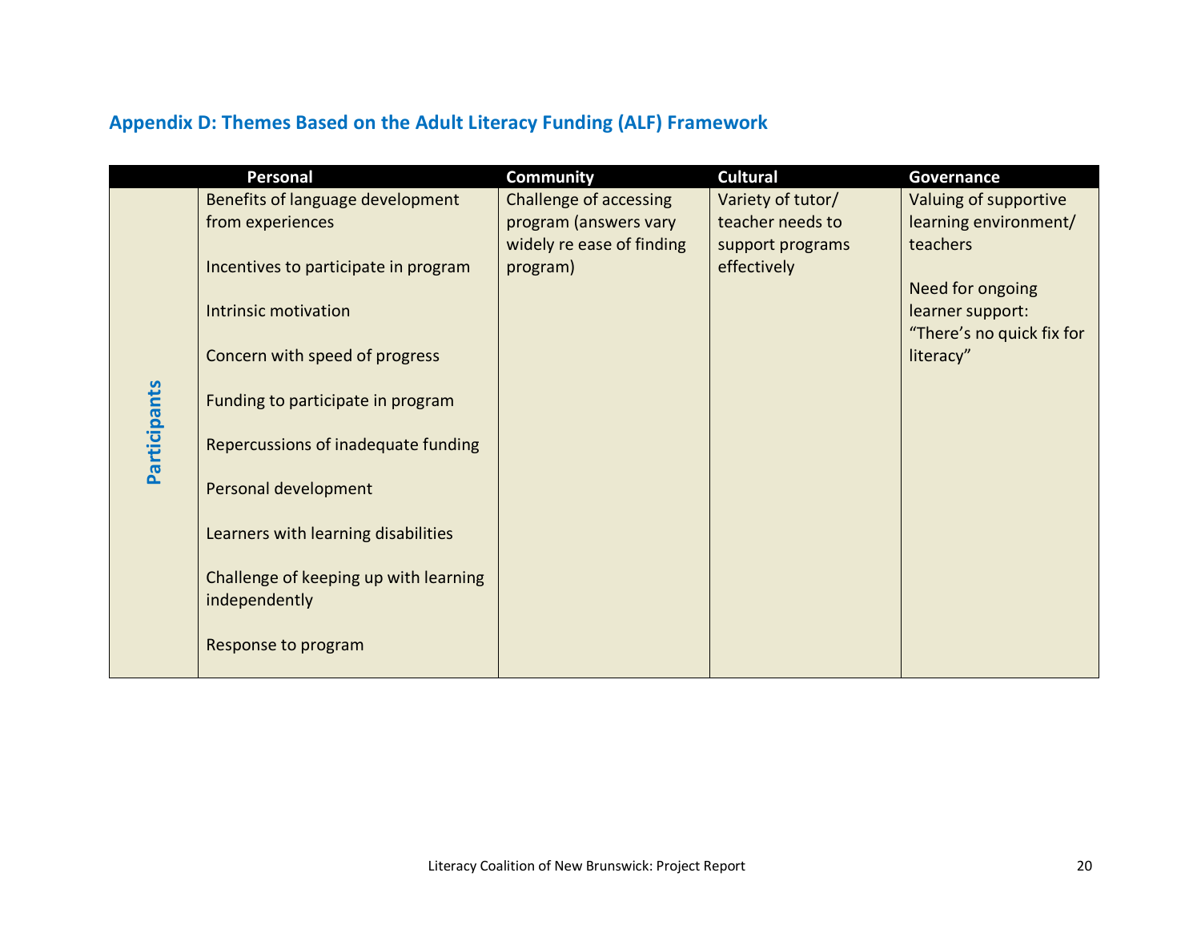## Appendix D: Themes Based on the Adult Literacy Funding (ALF) Framework

| | Personal | Community | Cultural | Governance |
|---|---|---|---|---|
| Participants | Benefits of language development from experiences<br><br>Incentives to participate in program<br><br>Intrinsic motivation<br><br>Concern with speed of progress<br><br>Funding to participate in program<br><br>Repercussions of inadequate funding<br><br>Personal development<br><br>Learners with learning disabilities<br><br>Challenge of keeping up with learning independently<br><br>Response to program | Challenge of accessing program (answers vary widely re ease of finding program) | Variety of tutor/ teacher needs to support programs effectively | Valuing of supportive learning environment/ teachers<br><br>Need for ongoing learner support: "There's no quick fix for literacy" |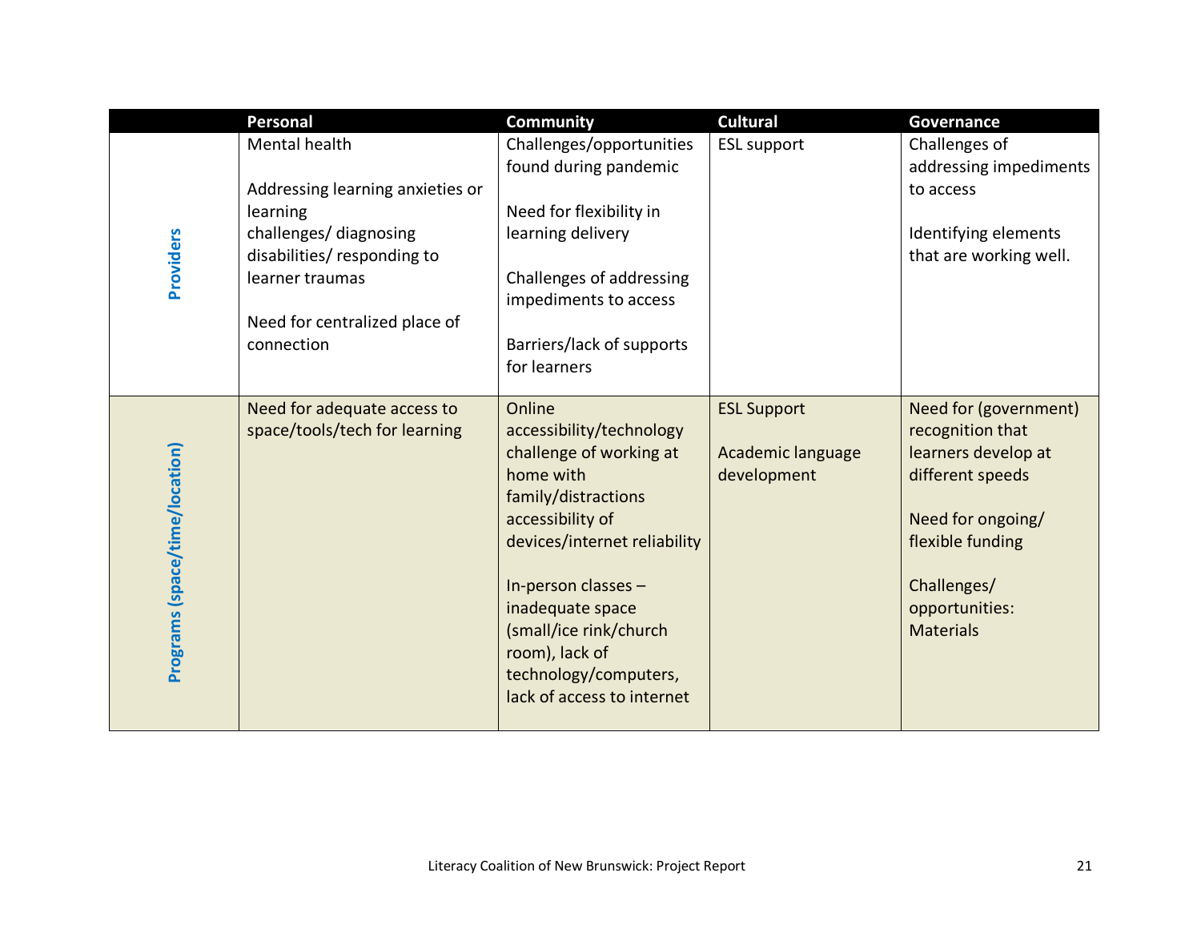| | Personal | Community | Cultural | Governance |
|---|---|---|---|---|
| **Providers** | Mental health<br><br>Addressing learning anxieties or learning challenges/ diagnosing disabilities/ responding to learner traumas<br><br>Need for centralized place of connection | Challenges/opportunities found during pandemic<br><br>Need for flexibility in learning delivery<br><br>Challenges of addressing impediments to access<br><br>Barriers/lack of supports for learners | ESL support | Challenges of addressing impediments to access<br><br>Identifying elements that are working well. |
| **Programs (space/time/location)** | Need for adequate access to space/tools/tech for learning | Online accessibility/technology challenge of working at home with family/distractions accessibility of devices/internet reliability<br><br>In-person classes – inadequate space (small/ice rink/church room), lack of technology/computers, lack of access to internet | ESL Support<br><br>Academic language development | Need for (government) recognition that learners develop at different speeds<br><br>Need for ongoing/ flexible funding<br><br>Challenges/ opportunities: Materials |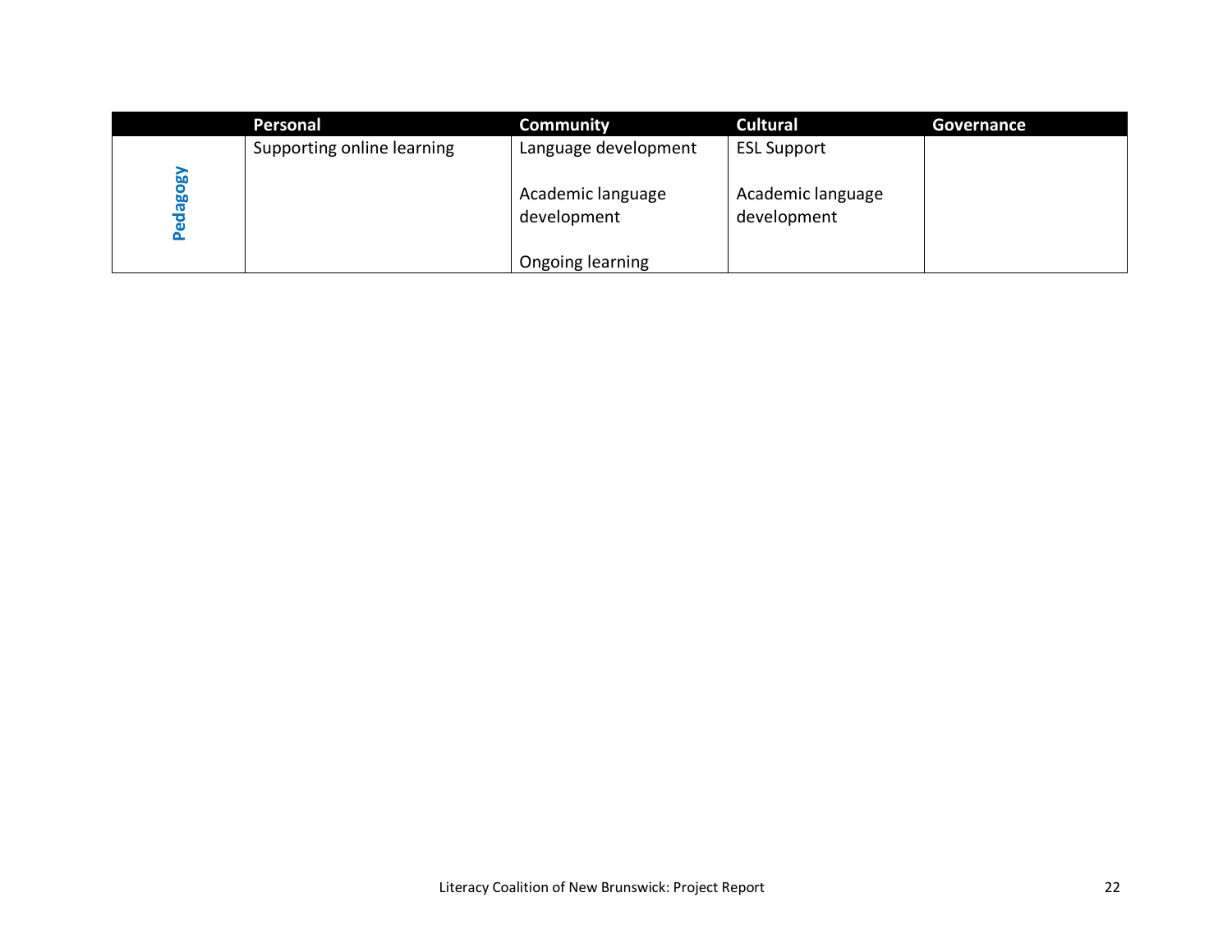| | Personal | Community | Cultural | Governance |
|---|---|---|---|---|
| **Pedagogy** | Supporting online learning | Language development<br><br>Academic language development<br><br>Ongoing learning | ESL Support<br><br>Academic language development | |